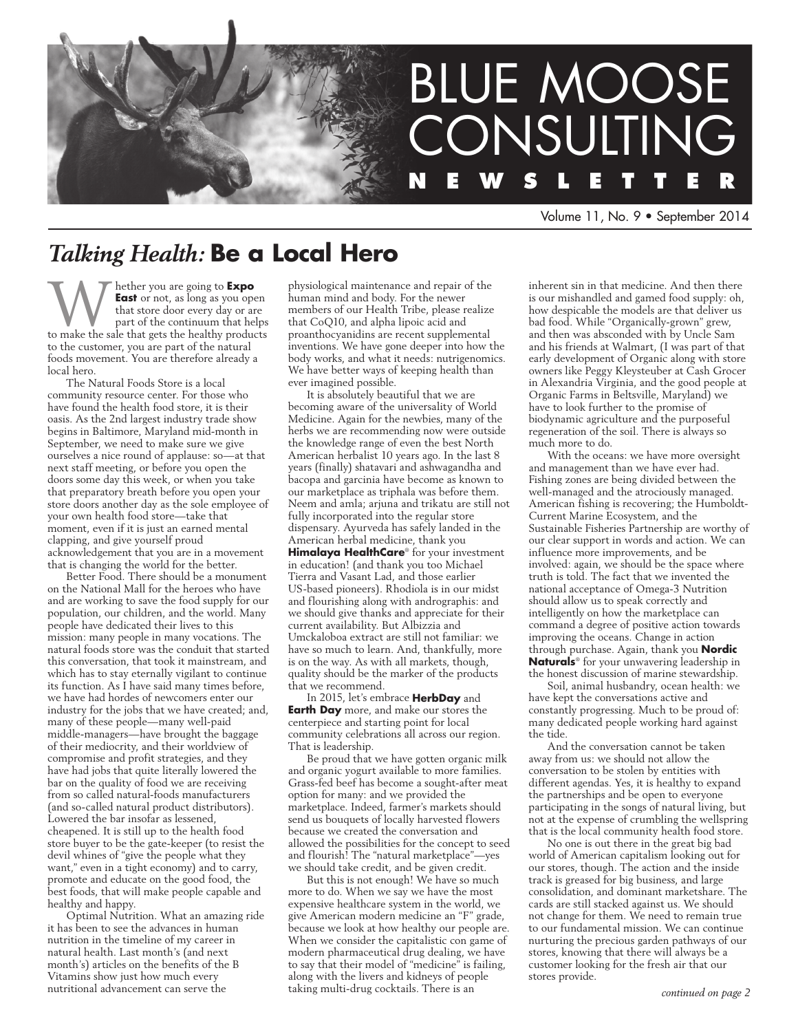# BLUE MOOSE CONSULTING NEWSLETTER

Volume 11, No. 9 • September 2014

## *Talking Health:* Be a Local Hero

Whether you are going to **Expo East** or not, as long as you open that store door every day or are part of the continuum that helps to make the sale that gets the healthy products to the customer, you are part of the natural foods movement. You are therefore already a local hero.

The Natural Foods Store is a local community resource center. For those who have found the health food store, it is their oasis. As the 2nd largest industry trade show begins in Baltimore, Maryland mid-month in September, we need to make sure we give ourselves a nice round of applause: so—at that next staff meeting, or before you open the doors some day this week, or when you take that preparatory breath before you open your store doors another day as the sole employee of your own health food store—take that moment, even if it is just an earned mental clapping, and give yourself proud acknowledgement that you are in a movement that is changing the world for the better.

Better Food. There should be a monument on the National Mall for the heroes who have and are working to save the food supply for our population, our children, and the world. Many people have dedicated their lives to this mission: many people in many vocations. The natural foods store was the conduit that started this conversation, that took it mainstream, and which has to stay eternally vigilant to continue its function. As I have said many times before, we have had hordes of newcomers enter our industry for the jobs that we have created; and, many of these people—many well-paid middle-managers—have brought the baggage of their mediocrity, and their worldview of compromise and profit strategies, and they have had jobs that quite literally lowered the bar on the quality of food we are receiving from so called natural-foods manufacturers (and so-called natural product distributors). Lowered the bar insofar as lessened, cheapened. It is still up to the health food store buyer to be the gate-keeper (to resist the devil whines of "give the people what they want," even in a tight economy) and to carry, promote and educate on the good food, the best foods, that will make people capable and healthy and happy.

Optimal Nutrition. What an amazing ride it has been to see the advances in human nutrition in the timeline of my career in natural health. Last month's (and next month's) articles on the benefits of the B Vitamins show just how much every nutritional advancement can serve the physiological maintenance and repair of the human mind and body. For the newer members of our Health Tribe, please realize that CoQ10, and alpha lipoic acid and proanthocyanidins are recent supplemental inventions. We have gone deeper into how the body works, and what it needs: nutrigenomics. We have better ways of keeping health than ever imagined possible.

It is absolutely beautiful that we are becoming aware of the universality of World Medicine. Again for the newbies, many of the herbs we are recommending now were outside the knowledge range of even the best North American herbalist 10 years ago. In the last 8 years (finally) shatavari and ashwagandha and bacopa and garcinia have become as known to our marketplace as triphala was before them. Neem and amla; arjuna and trikatu are still not fully incorporated into the regular store dispensary. Ayurveda has safely landed in the American herbal medicine, thank you **Himalaya HealthCare**® for your investment in education! (and thank you too Michael Tierra and Vasant Lad, and those earlier US-based pioneers). Rhodiola is in our midst and flourishing along with andrographis: and we should give thanks and appreciate for their current availability. But Albizzia and Umckaloboa extract are still not familiar: we have so much to learn. And, thankfully, more is on the way. As with all markets, though, quality should be the marker of the products that we recommend.

In 2015, let's embrace **HerbDay** and **Earth Day** more, and make our stores the centerpiece and starting point for local community celebrations all across our region. That is leadership.

Be proud that we have gotten organic milk and organic yogurt available to more families. Grass-fed beef has become a sought-after meat option for many: and we provided the marketplace. Indeed, farmer's markets should send us bouquets of locally harvested flowers because we created the conversation and allowed the possibilities for the concept to seed and flourish! The "natural marketplace"—yes we should take credit, and be given credit.

But this is not enough! We have so much more to do. When we say we have the most expensive healthcare system in the world, we give American modern medicine an "F" grade, because we look at how healthy our people are. When we consider the capitalistic con game of modern pharmaceutical drug dealing, we have to say that their model of "medicine" is failing, along with the livers and kidneys of people taking multi-drug cocktails. There is an inherent sin in that medicine. And then there is our mishandled and gamed food supply: oh, how despicable the models are that deliver us bad food. While "Organically-grown" grew, and then was absconded with by Uncle Sam and his friends at Walmart, (I was part of that early development of Organic along with store owners like Peggy Kleysteuber at Cash Grocer in Alexandria Virginia, and the good people at Organic Farms in Beltsville, Maryland) we have to look further to the promise of biodynamic agriculture and the purposeful regeneration of the soil. There is always so much more to do.

With the oceans: we have more oversight and management than we have ever had. Fishing zones are being divided between the well-managed and the atrociously managed. American fishing is recovering; the Humboldt-Current Marine Ecosystem, and the Sustainable Fisheries Partnership are worthy of our clear support in words and action. We can influence more improvements, and be involved: again, we should be the space where truth is told. The fact that we invented the national acceptance of Omega-3 Nutrition should allow us to speak correctly and intelligently on how the marketplace can command a degree of positive action towards improving the oceans. Change in action through purchase. Again, thank you **Nordic Naturals**® for your unwavering leadership in the honest discussion of marine stewardship.

Soil, animal husbandry, ocean health: we have kept the conversations active and constantly progressing. Much to be proud of: many dedicated people working hard against the tide.

And the conversation cannot be taken away from us: we should not allow the conversation to be stolen by entities with different agendas. Yes, it is healthy to expand the partnerships and be open to everyone participating in the songs of natural living, but not at the expense of crumbling the wellspring that is the local community health food store.

No one is out there in the great big bad world of American capitalism looking out for our stores, though. The action and the inside track is greased for big business, and large consolidation, and dominant marketshare. The cards are still stacked against us. We should not change for them. We need to remain true to our fundamental mission. We can continue nurturing the precious garden pathways of our stores, knowing that there will always be a customer looking for the fresh air that our stores provide.

*continued on page 2*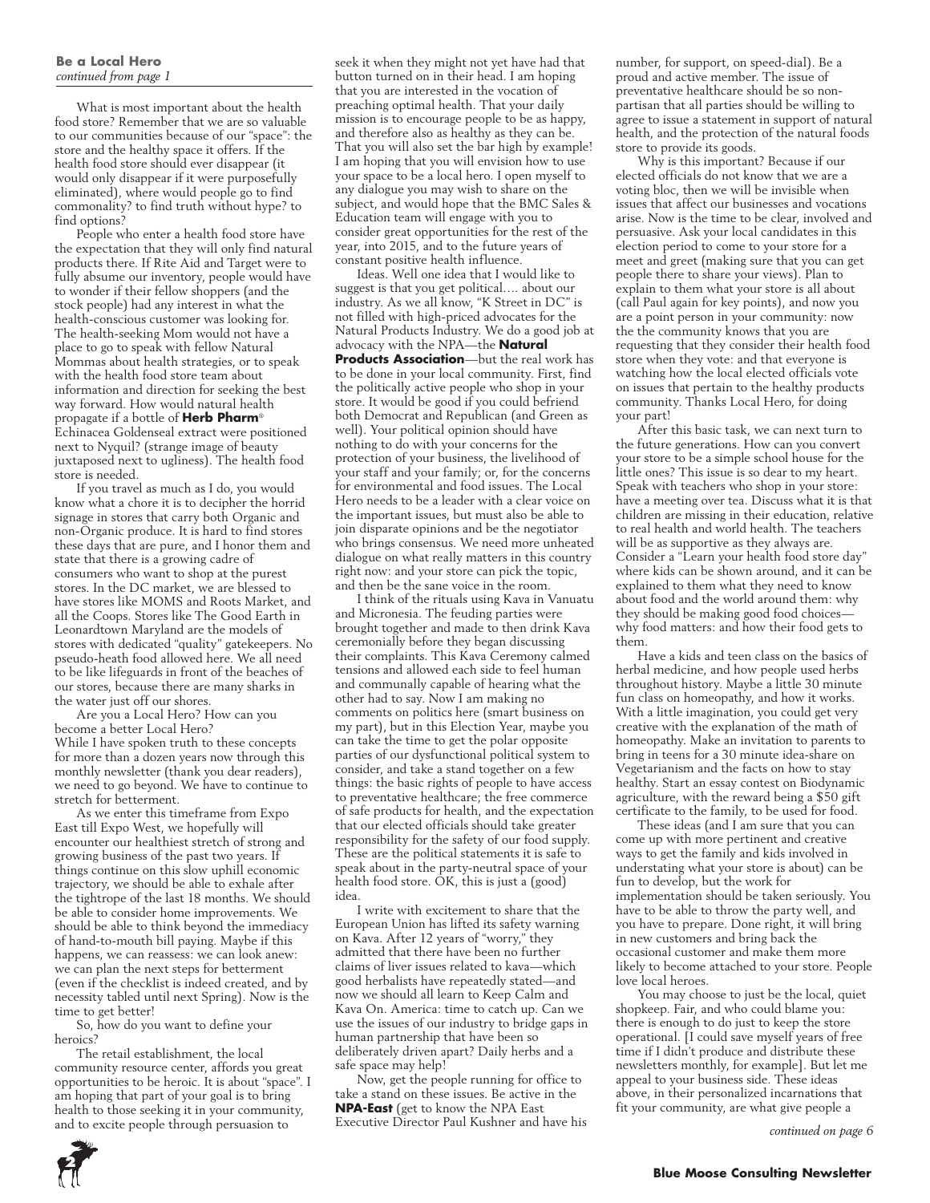**Be a Local Hero**
*continued from page 1*

What is most important about the health food store? Remember that we are so valuable to our communities because of our "space": the store and the healthy space it offers. If the health food store should ever disappear (it would only disappear if it were purposefully eliminated), where would people go to find commonality? to find truth without hype? to find options?

People who enter a health food store have the expectation that they will only find natural products there. If Rite Aid and Target were to fully absume our inventory, people would have to wonder if their fellow shoppers (and the stock people) had any interest in what the health-conscious customer was looking for. The health-seeking Mom would not have a place to go to speak with fellow Natural Mommas about health strategies, or to speak with the health food store team about information and direction for seeking the best way forward. How would natural health propagate if a bottle of **Herb Pharm**® Echinacea Goldenseal extract were positioned next to Nyquil? (strange image of beauty juxtaposed next to ugliness). The health food store is needed.

If you travel as much as I do, you would know what a chore it is to decipher the horrid signage in stores that carry both Organic and non-Organic produce. It is hard to find stores these days that are pure, and I honor them and state that there is a growing cadre of consumers who want to shop at the purest stores. In the DC market, we are blessed to have stores like MOMS and Roots Market, and all the Coops. Stores like The Good Earth in Leonardtown Maryland are the models of stores with dedicated "quality" gatekeepers. No pseudo-heath food allowed here. We all need to be like lifeguards in front of the beaches of our stores, because there are many sharks in the water just off our shores.

Are you a Local Hero? How can you become a better Local Hero?
While I have spoken truth to these concepts for more than a dozen years now through this monthly newsletter (thank you dear readers), we need to go beyond. We have to continue to stretch for betterment.

As we enter this timeframe from Expo East till Expo West, we hopefully will encounter our healthiest stretch of strong and growing business of the past two years. If things continue on this slow uphill economic trajectory, we should be able to exhale after the tightrope of the last 18 months. We should be able to consider home improvements. We should be able to think beyond the immediacy of hand-to-mouth bill paying. Maybe if this happens, we can reassess: we can look anew: we can plan the next steps for betterment (even if the checklist is indeed created, and by necessity tabled until next Spring). Now is the time to get better!

So, how do you want to define your heroics?

The retail establishment, the local community resource center, affords you great opportunities to be heroic. It is about "space". I am hoping that part of your goal is to bring health to those seeking it in your community, and to excite people through persuasion to seek it when they might not yet have had that button turned on in their head. I am hoping that you are interested in the vocation of preaching optimal health. That your daily mission is to encourage people to be as happy, and therefore also as healthy as they can be. That you will also set the bar high by example! I am hoping that you will envision how to use your space to be a local hero. I open myself to any dialogue you may wish to share on the subject, and would hope that the BMC Sales & Education team will engage with you to consider great opportunities for the rest of the year, into 2015, and to the future years of constant positive health influence.

Ideas. Well one idea that I would like to suggest is that you get political…. about our industry. As we all know, "K Street in DC" is not filled with high-priced advocates for the Natural Products Industry. We do a good job at advocacy with the NPA—the **Natural Products Association**—but the real work has to be done in your local community. First, find the politically active people who shop in your store. It would be good if you could befriend both Democrat and Republican (and Green as well). Your political opinion should have nothing to do with your concerns for the protection of your business, the livelihood of your staff and your family; or, for the concerns for environmental and food issues. The Local Hero needs to be a leader with a clear voice on the important issues, but must also be able to join disparate opinions and be the negotiator who brings consensus. We need more unheated dialogue on what really matters in this country right now: and your store can pick the topic, and then be the sane voice in the room.

I think of the rituals using Kava in Vanuatu and Micronesia. The feuding parties were brought together and made to then drink Kava ceremonially before they began discussing their complaints. This Kava Ceremony calmed tensions and allowed each side to feel human and communally capable of hearing what the other had to say. Now I am making no comments on politics here (smart business on my part), but in this Election Year, maybe you can take the time to get the polar opposite parties of our dysfunctional political system to consider, and take a stand together on a few things: the basic rights of people to have access to preventative healthcare; the free commerce of safe products for health, and the expectation that our elected officials should take greater responsibility for the safety of our food supply. These are the political statements it is safe to speak about in the party-neutral space of your health food store. OK, this is just a (good) idea.

I write with excitement to share that the European Union has lifted its safety warning on Kava. After 12 years of "worry," they admitted that there have been no further claims of liver issues related to kava—which good herbalists have repeatedly stated—and now we should all learn to Keep Calm and Kava On. America: time to catch up. Can we use the issues of our industry to bridge gaps in human partnership that have been so deliberately driven apart? Daily herbs and a safe space may help!

Now, get the people running for office to take a stand on these issues. Be active in the **NPA-East** (get to know the NPA East Executive Director Paul Kushner and have his number, for support, on speed-dial). Be a proud and active member. The issue of preventative healthcare should be so non-partisan that all parties should be willing to agree to issue a statement in support of natural health, and the protection of the natural foods store to provide its goods.

Why is this important? Because if our elected officials do not know that we are a voting bloc, then we will be invisible when issues that affect our businesses and vocations arise. Now is the time to be clear, involved and persuasive. Ask your local candidates in this election period to come to your store for a meet and greet (making sure that you can get people there to share your views). Plan to explain to them what your store is all about (call Paul again for key points), and now you are a point person in your community: now the the community knows that you are requesting that they consider their health food store when they vote: and that everyone is watching how the local elected officials vote on issues that pertain to the healthy products community. Thanks Local Hero, for doing your part!

After this basic task, we can next turn to the future generations. How can you convert your store to be a simple school house for the little ones? This issue is so dear to my heart. Speak with teachers who shop in your store: have a meeting over tea. Discuss what it is that children are missing in their education, relative to real health and world health. The teachers will be as supportive as they always are. Consider a "Learn your health food store day" where kids can be shown around, and it can be explained to them what they need to know about food and the world around them: why they should be making good food choices—why food matters: and how their food gets to them.

Have a kids and teen class on the basics of herbal medicine, and how people used herbs throughout history. Maybe a little 30 minute fun class on homeopathy, and how it works. With a little imagination, you could get very creative with the explanation of the math of homeopathy. Make an invitation to parents to bring in teens for a 30 minute idea-share on Vegetarianism and the facts on how to stay healthy. Start an essay contest on Biodynamic agriculture, with the reward being a $50 gift certificate to the family, to be used for food.

These ideas (and I am sure that you can come up with more pertinent and creative ways to get the family and kids involved in understating what your store is about) can be fun to develop, but the work for implementation should be taken seriously. You have to be able to throw the party well, and you have to prepare. Done right, it will bring in new customers and bring back the occasional customer and make them more likely to become attached to your store. People love local heroes.

You may choose to just be the local, quiet shopkeep. Fair, and who could blame you: there is enough to do just to keep the store operational. [I could save myself years of free time if I didn't produce and distribute these newsletters monthly, for example]. But let me appeal to your business side. These ideas above, in their personalized incarnations that fit your community, are what give people a

*continued on page 6*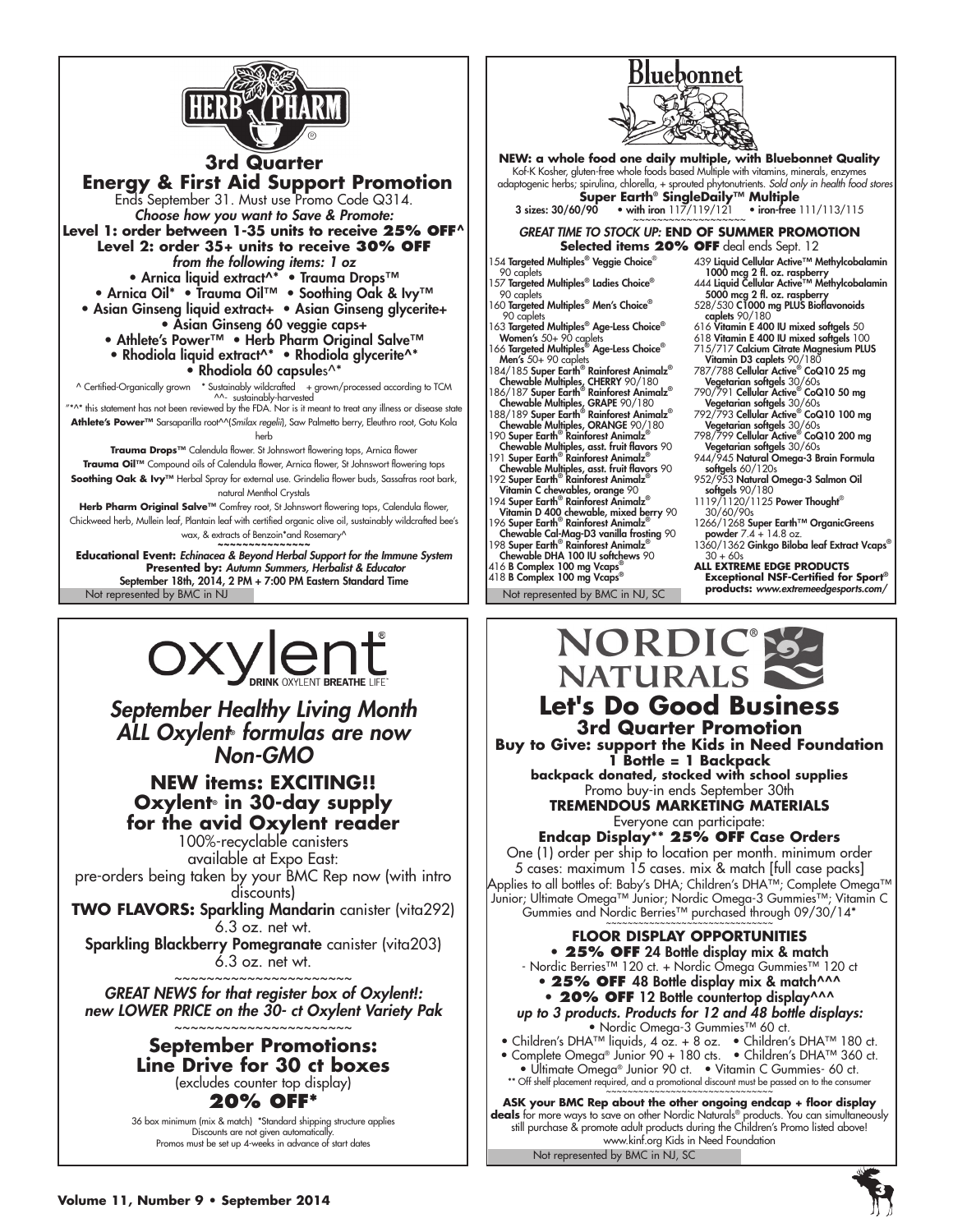# HERB PHARM

## 3rd Quarter Energy & First Aid Support Promotion

Ends September 31. Must use Promo Code Q314.

***Choose how you want to Save & Promote:***

**Level 1: order between 1-35 units to receive 25% OFF^**

**Level 2: order 35+ units to receive 30% OFF**

***from the following items: 1 oz***

- Arnica liquid extract^* • Trauma Drops™
- Arnica Oil* • Trauma Oil™ • Soothing Oak & Ivy™
- Asian Ginseng liquid extract+ • Asian Ginseng glycerite+
- Asian Ginseng 60 veggie caps+
- Athlete's Power™ • Herb Pharm Original Salve™
- Rhodiola liquid extract^* • Rhodiola glycerite^*
- Rhodiola 60 capsules^*

^ Certified-Organically grown * Sustainably wildcrafted + grown/processed according to TCM ^^- sustainably-harvested

"*^* this statement has not been reviewed by the FDA. Nor is it meant to treat any illness or disease state

**Athlete's Power™** Sarsaparilla root^^(*Smilax regelii*), Saw Palmetto berry, Eleuthro root, Gotu Kola herb

**Trauma Drops™** Calendula flower. St Johnswort flowering tops, Arnica flower

**Trauma Oil™** Compound oils of Calendula flower, Arnica flower, St Johnswort flowering tops

**Soothing Oak & Ivy™** Herbal Spray for external use. Grindelia flower buds, Sassafras root bark, natural Menthol Crystals

**Herb Pharm Original Salve™** Comfrey root, St Johnswort flowering tops, Calendula flower, Chickweed herb, Mullein leaf, Plantain leaf with certified organic olive oil, sustainably wildcrafted bee's wax, & extracts of Benzoin*and Rosemary^

~~~~~~~~~~~~~~~

**Educational Event:** ***Echinacea & Beyond Herbal Support for the Immune System***

**Presented by:** ***Autumn Summers, Herbalist & Educator***

**September 18th, 2014, 2 PM + 7:00 PM Eastern Standard Time**

Not represented by BMC in NJ

# Bluebonnet

**NEW: a whole food one daily multiple, with Bluebonnet Quality**

Kof-K Kosher, gluten-free whole foods based Multiple with vitamins, minerals, enzymes adaptogenic herbs; spirulina, chlorella, + sprouted phytonutrients. *Sold only in health food stores*

**Super Earth® SingleDaily™ Multiple**

**3 sizes: 30/60/90 • with iron** 117/119/121 **• iron-free** 111/113/115

~~~~~~~~~~~~~~~~~

***GREAT TIME TO STOCK UP:*** **END OF SUMMER PROMOTION**

**Selected items 20% OFF** deal ends Sept. 12

- 154 **Targeted Multiples® Veggie Choice®** 90 caplets
- 157 **Targeted Multiples® Ladies Choice®** 90 caplets
- 160 **Targeted Multiples® Men's Choice®** 90 caplets
- 163 **Targeted Multiples® Age-Less Choice® Women's** 50+ 90 caplets
- 166 **Targeted Multiples® Age-Less Choice® Men's** 50+ 90 caplets
- 184/185 **Super Earth® Rainforest Animalz® Chewable Multiples, CHERRY** 90/180
- 186/187 **Super Earth® Rainforest Animalz® Chewable Multiples, GRAPE** 90/180
- 188/189 **Super Earth® Rainforest Animalz® Chewable Multiples, ORANGE** 90/180
- 190 **Super Earth® Rainforest Animalz® Chewable Multiples, asst. fruit flavors** 90
- 191 **Super Earth® Rainforest Animalz® Chewable Multiples, asst. fruit flavors** 90
- 192 **Super Earth® Rainforest Animalz® Vitamin C chewables, orange** 90
- 194 **Super Earth® Rainforest Animalz® Vitamin D 400 chewable, mixed berry** 90
- 196 **Super Earth® Rainforest Animalz® Chewable Cal-Mag-D3 vanilla frosting** 90
- 198 **Super Earth® Rainforest Animalz® Chewable DHA 100 IU softchews** 90
- 416 **B Complex 100 mg Vcaps®**
- 418 **B Complex 100 mg Vcaps®**
- 439 **Liquid Cellular Active™ Methylcobalamin 1000 mcg 2 fl. oz. raspberry**
- 444 **Liquid Cellular Active™ Methylcobalamin 5000 mcg 2 fl. oz. raspberry**
- 528/530 **C1000 mg PLUS Bioflavonoids caplets** 90/180
- 616 **Vitamin E 400 IU mixed softgels** 50
- 618 **Vitamin E 400 IU mixed softgels** 100
- 715/717 **Calcium Citrate Magnesium PLUS Vitamin D3 caplets** 90/180
- 787/788 **Cellular Active® CoQ10 25 mg Vegetarian softgels** 30/60s
- 790/791 **Cellular Active® CoQ10 50 mg Vegetarian softgels** 30/60s
- 792/793 **Cellular Active® CoQ10 100 mg Vegetarian softgels** 30/60s
- 798/799 **Cellular Active® CoQ10 200 mg Vegetarian softgels** 30/60s
- 944/945 **Natural Omega-3 Brain Formula softgels** 60/120s
- 952/953 **Natural Omega-3 Salmon Oil softgels** 90/180
- 1119/1120/1125 **Power Thought®** 30/60/90s
- 1266/1268 **Super Earth™ OrganicGreens powder** 7.4 + 14.8 oz.
- 1360/1362 **Ginkgo Biloba leaf Extract Vcaps®** 30 + 60s

**ALL EXTREME EDGE PRODUCTS Exceptional NSF-Certified for Sport® products:** ***www.extremeedgesports.com/***

Not represented by BMC in NJ, SC

# oxylent

DRINK OXYLENT BREATHE LIFE®

## *September Healthy Living Month ALL Oxylent® formulas are now Non-GMO*

**NEW items: EXCITING!! Oxylent® in 30-day supply for the avid Oxylent reader**

100%-recyclable canisters

available at Expo East:

pre-orders being taken by your BMC Rep now (with intro discounts)

**TWO FLAVORS: Sparkling Mandarin** canister (vita292) 6.3 oz. net wt.

**Sparkling Blackberry Pomegranate** canister (vita203) 6.3 oz. net wt.

~~~~~~~~~~~~~~~~~~~~~

***GREAT NEWS for that register box of Oxylent!: new LOWER PRICE on the 30- ct Oxylent Variety Pak***

~~~~~~~~~~~~~~~~~~~~~

**September Promotions: Line Drive for 30 ct boxes**

(excludes counter top display)

**20% OFF***

36 box minimum (mix & match) *Standard shipping structure applies

Discounts are not given automatically.

Promos must be set up 4-weeks in advance of start dates

# NORDIC® NATURALS

## Let's Do Good Business

### 3rd Quarter Promotion

**Buy to Give: support the Kids in Need Foundation**

**1 Bottle = 1 Backpack**

**backpack donated, stocked with school supplies**

Promo buy-in ends September 30th

**TREMENDOUS MARKETING MATERIALS**

Everyone can participate:

**Endcap Display** 25% OFF Case Orders**

One (1) order per ship to location per month. minimum order 5 cases: maximum 15 cases. mix & match [full case packs] Applies to all bottles of: Baby's DHA; Children's DHA™; Complete Omega™ Junior; Ultimate Omega™ Junior; Nordic Omega-3 Gummies™; Vitamin C Gummies and Nordic Berries™ purchased through 09/30/14*

~~~~~~~~~~~~~~~~~~~~~~~~~~~

**FLOOR DISPLAY OPPORTUNITIES**

- **25% OFF** 24 Bottle display mix & match
  - Nordic Berries™ 120 ct. + Nordic Omega Gummies™ 120 ct
- **25% OFF** 48 Bottle display mix & match^^^
- **20% OFF** 12 Bottle countertop display^^^

***up to 3 products. Products for 12 and 48 bottle displays:***

- Nordic Omega-3 Gummies™ 60 ct.
- Children's DHA™ liquids, 4 oz. + 8 oz. • Children's DHA™ 180 ct.
- Complete Omega® Junior 90 + 180 cts. • Children's DHA™ 360 ct.
- Ultimate Omega® Junior 90 ct. • Vitamin C Gummies- 60 ct.

** Off shelf placement required, and a promotional discount must be passed on to the consumer

~~~~~~~~~~~~~~~~~~~~~~~~~~~

**ASK your BMC Rep about the other ongoing endcap + floor display deals** for more ways to save on other Nordic Naturals® products. You can simultaneously still purchase & promote adult products during the Children's Promo listed above! www.kinf.org Kids in Need Foundation

Not represented by BMC in NJ, SC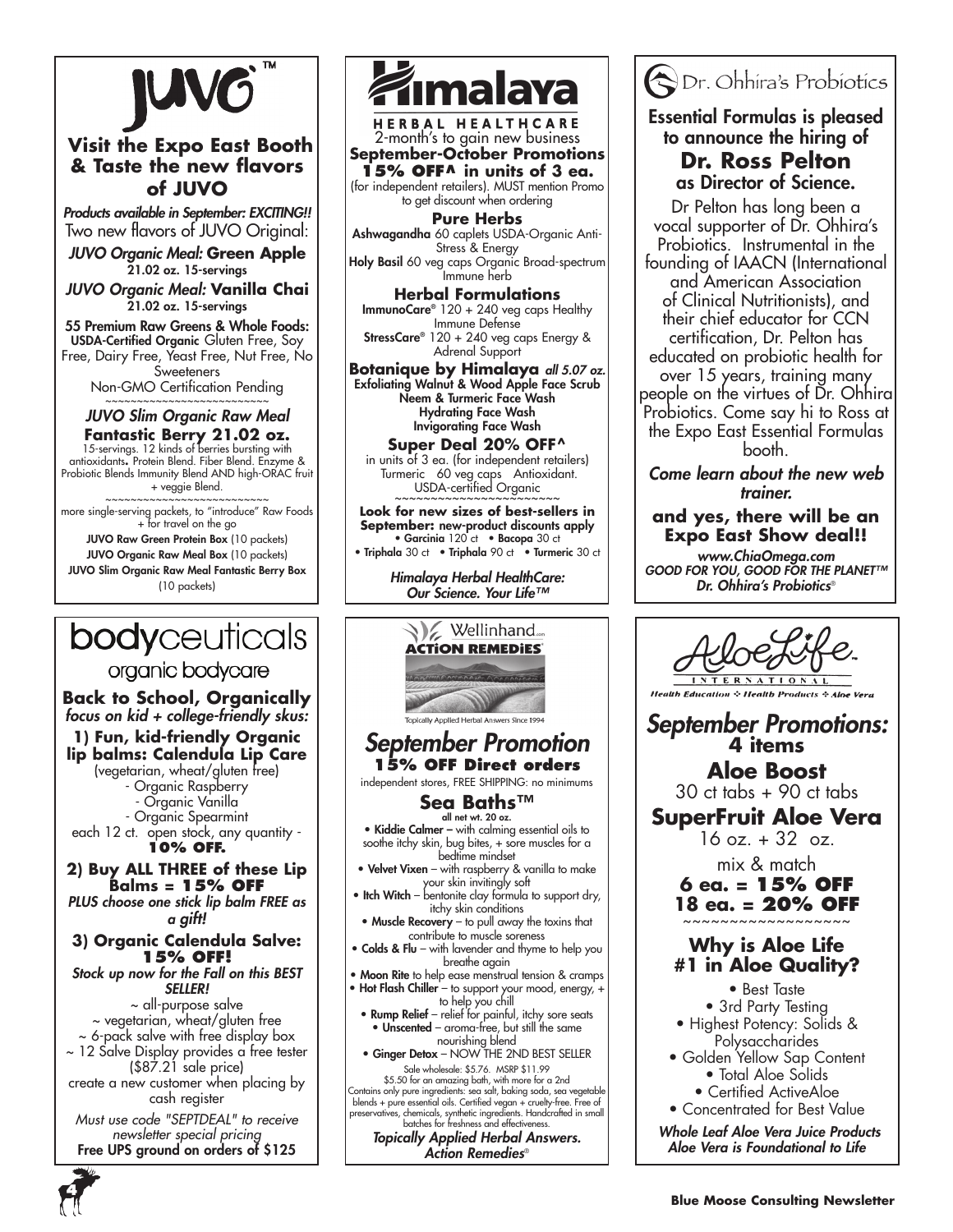# JUVO™

## Visit the Expo East Booth & Taste the new flavors of JUVO

***Products available in September: EXCITING!!***

Two new flavors of JUVO Original:

***JUVO Organic Meal:* Green Apple**
21.02 oz. 15-servings

***JUVO Organic Meal:* Vanilla Chai**
21.02 oz. 15-servings

**55 Premium Raw Greens & Whole Foods:** **USDA-Certified Organic** Gluten Free, Soy Free, Dairy Free, Yeast Free, Nut Free, No Sweeteners

Non-GMO Certification Pending

~~~~~~~~~~~~~~~~~~~~~~~~~~

***JUVO Slim Organic Raw Meal***
**Fantastic Berry 21.02 oz.**

15-servings. 12 kinds of berries bursting with antioxidants**.** Protein Blend. Fiber Blend. Enzyme & Probiotic Blends Immunity Blend AND high-ORAC fruit + veggie Blend.

~~~~~~~~~~~~~~~~~~~~~~~~~~

more single-serving packets, to "introduce" Raw Foods + for travel on the go

**JUVO Raw Green Protein Box** (10 packets)

**JUVO Organic Raw Meal Box** (10 packets)

**JUVO Slim Organic Raw Meal Fantastic Berry Box** (10 packets)

---

# Himalaya

**HERBAL HEALTHCARE**

2-month's to gain new business

**September-October Promotions**

**15% OFF^ in units of 3 ea.**
(for independent retailers). MUST mention Promo to get discount when ordering

### Pure Herbs

**Ashwagandha** 60 caplets USDA-Organic Anti-Stress & Energy

**Holy Basil** 60 veg caps Organic Broad-spectrum Immune herb

### Herbal Formulations

**ImmunoCare®** 120 + 240 veg caps Healthy Immune Defense

**StressCare®** 120 + 240 veg caps Energy & Adrenal Support

### Botanique by Himalaya *all 5.07 oz.*

**Exfoliating Walnut & Wood Apple Face Scrub**
**Neem & Turmeric Face Wash**
**Hydrating Face Wash**
**Invigorating Face Wash**

**Super Deal 20% OFF^**
in units of 3 ea. (for independent retailers)
Turmeric 60 veg caps Antioxidant. USDA-certified Organic

~~~~~~~~~~~~~~~~~~~~~~~~

**Look for new sizes of best-sellers in September:** new-product discounts apply

• **Garcinia** 120 ct • **Bacopa** 30 ct
• **Triphala** 30 ct • **Triphala** 90 ct • **Turmeric** 30 ct

*Himalaya Herbal HealthCare: Our Science. Your Life™*

---

# Dr. Ohhira's Probiotics

**Essential Formulas is pleased to announce the hiring of**

## Dr. Ross Pelton

**as Director of Science.**

Dr Pelton has long been a vocal supporter of Dr. Ohhira's Probiotics. Instrumental in the founding of IAACN (International and American Association of Clinical Nutritionists), and their chief educator for CCN certification, Dr. Pelton has educated on probiotic health for over 15 years, training many people on the virtues of Dr. Ohhira Probiotics. Come say hi to Ross at the Expo East Essential Formulas booth.

***Come learn about the new web trainer.***

**and yes, there will be an Expo East Show deal!!**

*www.ChiaOmega.com*
*GOOD FOR YOU, GOOD FOR THE PLANET™*
*Dr. Ohhira's Probiotics®*

---

# bodyceuticals

organic bodycare

**Back to School, Organically**
*focus on kid + college-friendly skus:*

**1) Fun, kid-friendly Organic lip balms: Calendula Lip Care**
(vegetarian, wheat/gluten free)
- Organic Raspberry
- Organic Vanilla
- Organic Spearmint

each 12 ct. open stock, any quantity - **10% OFF.**

**2) Buy ALL THREE of these Lip Balms = 15% OFF**
*PLUS choose one stick lip balm FREE as a gift!*

**3) Organic Calendula Salve: 15% OFF!**
*Stock up now for the Fall on this BEST SELLER!*

~ all-purpose salve
~ vegetarian, wheat/gluten free
~ 6-pack salve with free display box
~ 12 Salve Display provides a free tester ($87.21 sale price)

create a new customer when placing by cash register

*Must use code "SEPTDEAL" to receive newsletter special pricing*

**Free UPS ground on orders of $125**

---

# Wellinhand.com ACTION REMEDIES®

Topically Applied Herbal Answers Since 1994

## *September Promotion*

**15% OFF Direct orders**
independent stores, FREE SHIPPING: no minimums

### Sea Baths™

**all net wt. 20 oz.**

• **Kiddie Calmer –** with calming essential oils to soothe itchy skin, bug bites, + sore muscles for a bedtime mindset
• **Velvet Vixen** – with raspberry & vanilla to make your skin invitingly soft
• **Itch Witch** – bentonite clay formula to support dry, itchy skin conditions
• **Muscle Recovery** – to pull away the toxins that contribute to muscle soreness
• **Colds & Flu** – with lavender and thyme to help you breathe again
• **Moon Rite** to help ease menstrual tension & cramps
• **Hot Flash Chiller** – to support your mood, energy, + to help you chill
• **Rump Relief** – relief for painful, itchy sore seats
• **Unscented** – aroma-free, but still the same nourishing blend
• **Ginger Detox** – NOW THE 2ND BEST SELLER

Sale wholesale: $5.76. MSRP $11.99
$5.50 for an amazing bath, with more for a 2nd
Contains only pure ingredients: sea salt, baking soda, sea vegetable blends + pure essential oils. Certified vegan + cruelty-free. Free of preservatives, chemicals, synthetic ingredients. Handcrafted in small batches for freshness and effectiveness.

***Topically Applied Herbal Answers.***
***Action Remedies®***

---

# AloeLife™ INTERNATIONAL

*Health Education ✣ Health Products ✣ Aloe Vera*

## *September Promotions:*

**4 items**

### Aloe Boost
30 ct tabs + 90 ct tabs

### SuperFruit Aloe Vera
16 oz. + 32 oz.

mix & match

**6 ea. = 15% OFF**
**18 ea. = 20% OFF**

~~~~~~~~~~~~~~~~~~

### Why is Aloe Life #1 in Aloe Quality?

• Best Taste
• 3rd Party Testing
• Highest Potency: Solids & Polysaccharides
• Golden Yellow Sap Content
• Total Aloe Solids
• Certified ActiveAloe
• Concentrated for Best Value

***Whole Leaf Aloe Vera Juice Products***
***Aloe Vera is Foundational to Life***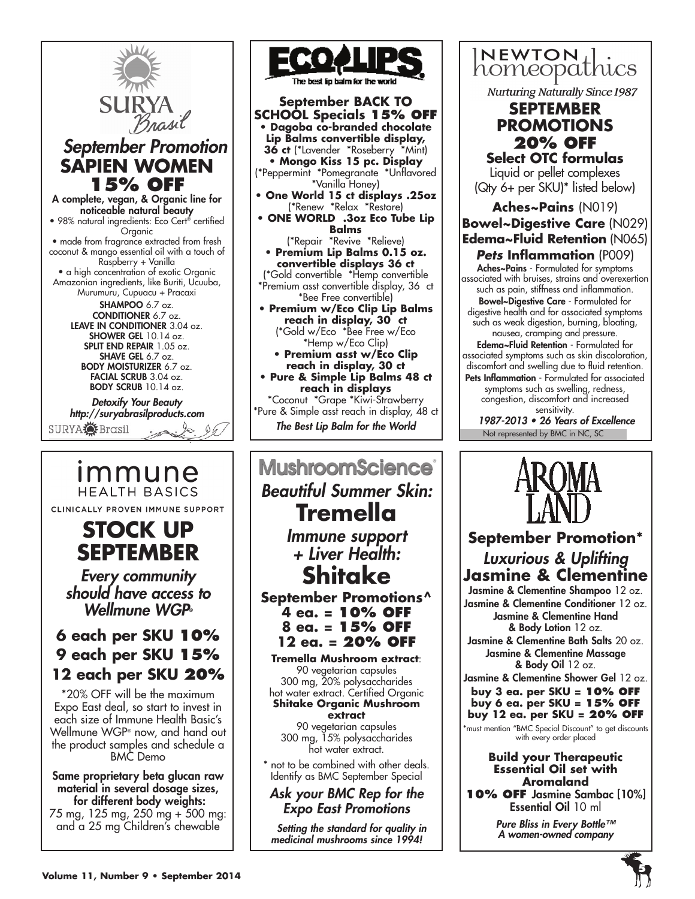# SURYA Brasil

*September Promotion*

## SAPIEN WOMEN

## 15% OFF

**A complete, vegan, & Organic line for noticeable natural beauty**

- 98% natural ingredients: Eco Cert® certified Organic
- made from fragrance extracted from fresh coconut & mango essential oil with a touch of Raspberry + Vanilla
- a high concentration of exotic Organic Amazonian ingredients, like Buriti, Ucuuba, Murumuru, Cupuacu + Pracaxi

**SHAMPOO** 6.7 oz.
**CONDITIONER** 6.7 oz.
**LEAVE IN CONDITIONER** 3.04 oz.
**SHOWER GEL** 10.14 oz.
**SPLIT END REPAIR** 1.05 oz.
**SHAVE GEL** 6.7 oz.
**BODY MOISTURIZER** 6.7 oz.
**FACIAL SCRUB** 3.04 oz.
**BODY SCRUB** 10.14 oz.

*Detoxify Your Beauty*
*http://suryabrasilproducts.com*

SURYA Brasil

---

# ECO LIPS

The best lip balm for the world

**September BACK TO SCHOOL Specials 15% OFF**

- **Dagoba co-branded chocolate Lip Balms convertible display, 36 ct** (*Lavender *Roseberry *Mint)
- **Mongo Kiss 15 pc. Display** (*Peppermint *Pomegranate *Unflavored *Vanilla Honey)
- **One World 15 ct displays .25oz** (*Renew *Relax *Restore)
- **ONE WORLD .3oz Eco Tube Lip Balms** (*Repair *Revive *Relieve)
- **Premium Lip Balms 0.15 oz. convertible displays 36 ct** (*Gold convertible *Hemp convertible *Premium asst convertible display, 36 ct *Bee Free convertible)
- **Premium w/Eco Clip Lip Balms reach in display, 30 ct** (*Gold w/Eco *Bee Free w/Eco *Hemp w/Eco Clip)
- **Premium asst w/Eco Clip reach in display, 30 ct**
- **Pure & Simple Lip Balms 48 ct reach in displays** *Coconut *Grape *Kiwi-Strawberry *Pure & Simple asst reach in display, 48 ct

*The Best Lip Balm for the World*

---

# NEWTON homeopathics

*Nurturing Naturally Since 1987*

## SEPTEMBER PROMOTIONS 20% OFF

**Select OTC formulas**

Liquid or pellet complexes (Qty 6+ per SKU)* listed below)

**Aches~Pains** (N019)
**Bowel~Digestive Care** (N029)
**Edema~Fluid Retention** (N065)
***Pets* Inflammation** (P009)

**Aches~Pains** - Formulated for symptoms associated with bruises, strains and overexertion such as pain, stiffness and inflammation.

**Bowel~Digestive Care** - Formulated for digestive health and for associated symptoms such as weak digestion, burning, bloating, nausea, cramping and pressure.

**Edema~Fluid Retention** - Formulated for associated symptoms such as skin discoloration, discomfort and swelling due to fluid retention.

**Pets Inflammation** - Formulated for associated symptoms such as swelling, redness, congestion, discomfort and increased sensitivity.

*1987-2013 • 26 Years of Excellence*

Not represented by BMC in NC, SC

---

# immune HEALTH BASICS

CLINICALLY PROVEN IMMUNE SUPPORT

## STOCK UP SEPTEMBER

*Every community should have access to Wellmune WGP®*

**6 each per SKU 10%**
**9 each per SKU 15%**
**12 each per SKU 20%**

*20% OFF will be the maximum Expo East deal, so start to invest in each size of Immune Health Basic's Wellmune WGP® now, and hand out the product samples and schedule a BMC Demo

**Same proprietary beta glucan raw material in several dosage sizes, for different body weights:**
75 mg, 125 mg, 250 mg + 500 mg: and a 25 mg Children's chewable

---

# MushroomScience®

*Beautiful Summer Skin:*

## Tremella

*Immune support + Liver Health:*

## Shitake

**September Promotions^**
**4 ea. = 10% OFF**
**8 ea. = 15% OFF**
**12 ea. = 20% OFF**

**Tremella Mushroom extract**:
90 vegetarian capsules
300 mg, 20% polysaccharides
hot water extract. Certified Organic

**Shitake Organic Mushroom extract**
90 vegetarian capsules
300 mg, 15% polysaccharides
hot water extract.

* not to be combined with other deals. Identify as BMC September Special

*Ask your BMC Rep for the Expo East Promotions*

*Setting the standard for quality in medicinal mushrooms since 1994!*

---

# AROMA LAND

**September Promotion***

*Luxurious & Uplifting*

## Jasmine & Clementine

**Jasmine & Clementine Shampoo** 12 oz.
**Jasmine & Clementine Conditioner** 12 oz.
**Jasmine & Clementine Hand & Body Lotion** 12 oz.
**Jasmine & Clementine Bath Salts** 20 oz.
**Jasmine & Clementine Massage & Body Oil** 12 oz.
**Jasmine & Clementine Shower Gel** 12 oz.

**buy 3 ea. per SKU = 10% OFF**
**buy 6 ea. per SKU = 15% OFF**
**buy 12 ea. per SKU = 20% OFF**

*must mention "BMC Special Discount" to get discounts with every order placed

**Build your Therapeutic Essential Oil set with Aromaland**

**10% OFF** Jasmine Sambac [10%] Essential Oil 10 ml

*Pure Bliss in Every Bottle™*
*A women-owned company*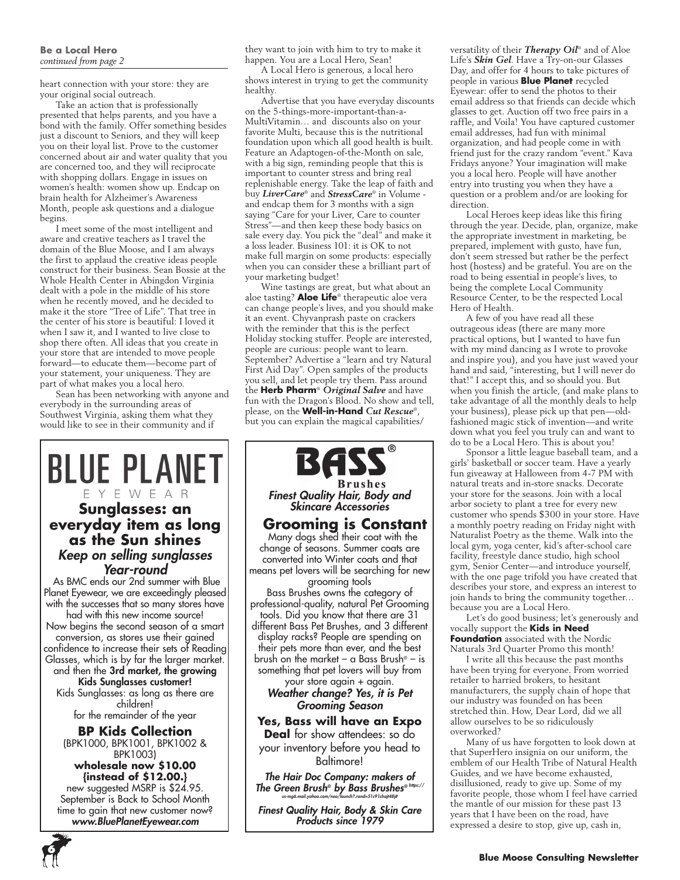**Be a Local Hero**
*continued from page 2*

heart connection with your store: they are your original social outreach.

Take an action that is professionally presented that helps parents, and you have a bond with the family. Offer something besides just a discount to Seniors, and they will keep you on their loyal list. Prove to the customer concerned about air and water quality that you are concerned too, and they will reciprocate with shopping dollars. Engage in issues on women's health: women show up. Endcap on brain health for Alzheimer's Awareness Month, people ask questions and a dialogue begins.

I meet some of the most intelligent and aware and creative teachers as I travel the domain of the Blue Moose, and I am always the first to applaud the creative ideas people construct for their business. Sean Bossie at the Whole Health Center in Abingdon Virginia dealt with a pole in the middle of his store when he recently moved, and he decided to make it the store "Tree of Life". That tree in the center of his store is beautiful: I loved it when I saw it, and I wanted to live close to shop there often. All ideas that you create in your store that are intended to move people forward—to educate them—become part of your statement, your uniqueness. They are part of what makes you a local hero.

Sean has been networking with anyone and everybody in the surrounding areas of Southwest Virginia, asking them what they would like to see in their community and if they want to join with him to try to make it happen. You are a Local Hero, Sean!

A Local Hero is generous, a local hero shows interest in trying to get the community healthy.

Advertise that you have everyday discounts on the 5-things-more-important-than-a-MultiVitamin… and discounts also on your favorite Multi, because this is the nutritional foundation upon which all good health is built. Feature an Adaptogen-of-the-Month on sale, with a big sign, reminding people that this is important to counter stress and bring real replenishable energy. Take the leap of faith and buy ***LiverCare***® and ***StressCare***® in Volume - and endcap them for 3 months with a sign saying "Care for your Liver, Care to counter Stress"—and then keep these body basics on sale every day. You pick the "deal" and make it a loss leader. Business 101: it is OK to not make full margin on some products: especially when you can consider these a brilliant part of your marketing budget!

Wine tastings are great, but what about an aloe tasting? **Aloe Life**® therapeutic aloe vera can change people's lives, and you should make it an event. Chyvanprash paste on crackers with the reminder that this is the perfect Holiday stocking stuffer. People are interested, people are curious: people want to learn. September? Advertise a "learn and try Natural First Aid Day". Open samples of the products you sell, and let people try them. Pass around the **Herb Pharm**® ***Original Salve*** and have fun with the Dragon's Blood. No show and tell, please, on the **Well-in-Hand** ***Cut Rescue***®, but you can explain the magical capabilities/versatility of their ***Therapy Oil***® and of Aloe Life's ***Skin Gel***. Have a Try-on-our Glasses Day, and offer for 4 hours to take pictures of people in various **Blue Planet** recycled Eyewear: offer to send the photos to their email address so that friends can decide which glasses to get. Auction off two free pairs in a raffle, and Voila! You have captured customer email addresses, had fun with minimal organization, and had people come in with friend just for the crazy random "event." Kava Fridays anyone? Your imagination will make you a local hero. People will have another entry into trusting you when they have a question or a problem and/or are looking for direction.

Local Heroes keep ideas like this firing through the year. Decide, plan, organize, make the appropriate investment in marketing, be prepared, implement with gusto, have fun, don't seem stressed but rather be the perfect host (hostess) and be grateful. You are on the road to being essential in people's lives, to being the complete Local Community Resource Center, to be the respected Local Hero of Health.

A few of you have read all these outrageous ideas (there are many more practical options, but I wanted to have fun with my mind dancing as I wrote to provoke and inspire you), and you have just waved your hand and said, "interesting, but I will never do that!" I accept this, and so should you. But when you finish the article, (and make plans to take advantage of all the monthly deals to help your business), please pick up that pen—old-fashioned magic stick of invention—and write down what you feel you truly can and want to do to be a Local Hero. This is about you!

Sponsor a little league baseball team, and a girls' basketball or soccer team. Have a yearly fun giveaway at Halloween from 4-7 PM with natural treats and in-store snacks. Decorate your store for the seasons. Join with a local arbor society to plant a tree for every new customer who spends $300 in your store. Have a monthly poetry reading on Friday night with Naturalist Poetry as the theme. Walk into the local gym, yoga center, kid's after-school care facility, freestyle dance studio, high school gym, Senior Center—and introduce yourself, with the one page trifold you have created that describes your store, and express an interest to join hands to bring the community together… because you are a Local Hero.

Let's do good business; let's generously and vocally support the **Kids in Need Foundation** associated with the Nordic Naturals 3rd Quarter Promo this month!

I write all this because the past months have been trying for everyone. From worried retailer to harried brokers, to hesitant manufacturers, the supply chain of hope that our industry was founded on has been stretched thin. How, Dear Lord, did we all allow ourselves to be so ridiculously overworked?

Many of us have forgotten to look down at that SuperHero insignia on our uniform, the emblem of our Health Tribe of Natural Health Guides, and we have become exhausted, disillusioned, ready to give up. Some of my favorite people, those whom I feel have carried the mantle of our mission for these past 13 years that I have been on the road, have expressed a desire to stop, give up, cash in,

---

# BLUE PLANET
EYEWEAR

## Sunglasses: an everyday item as long as the Sun shines

### *Keep on selling sunglasses Year-round*

As BMC ends our 2nd summer with Blue Planet Eyewear, we are exceedingly pleased with the successes that so many stores have had with this new income source! Now begins the second season of a smart conversion, as stores use their gained confidence to increase their sets of Reading Glasses, which is by far the larger market. and then the **3rd market, the growing Kids Sunglasses customer!**

Kids Sunglasses: as long as there are children!
for the remainder of the year

**BP Kids Collection**
(BPK1000, BPK1001, BPK1002 & BPK1003)
**wholesale now $10.00 {instead of $12.00.}**
new suggested MSRP is $24.95.
September is Back to School Month time to gain that new customer now?
***www.BluePlanetEyewear.com***

---

# BASS®
**Brushes**
***Finest Quality Hair, Body and Skincare Accessories***

## Grooming is Constant

Many dogs shed their coat with the change of seasons. Summer coats are converted into Winter coats and that means pet lovers will be searching for new grooming tools

Bass Brushes owns the category of professional-quality, natural Pet Grooming tools. Did you know that there are 31 different Bass Pet Brushes, and 3 different display racks? People are spending on their pets more than ever, and the best brush on the market – a Bass Brush® – is something that pet lovers will buy from your store again + again.

***Weather change? Yes, it is Pet Grooming Season***

**Yes, Bass will have an Expo Deal** for show attendees: so do your inventory before you head to Baltimore!

***The Hair Doc Company: makers of The Green Brush® by Bass Brushes®*** https://us-mg6.mail.yahoo.com/neo/launch?.rand=51c91chajt48j#

***Finest Quality Hair, Body & Skin Care Products since 1979***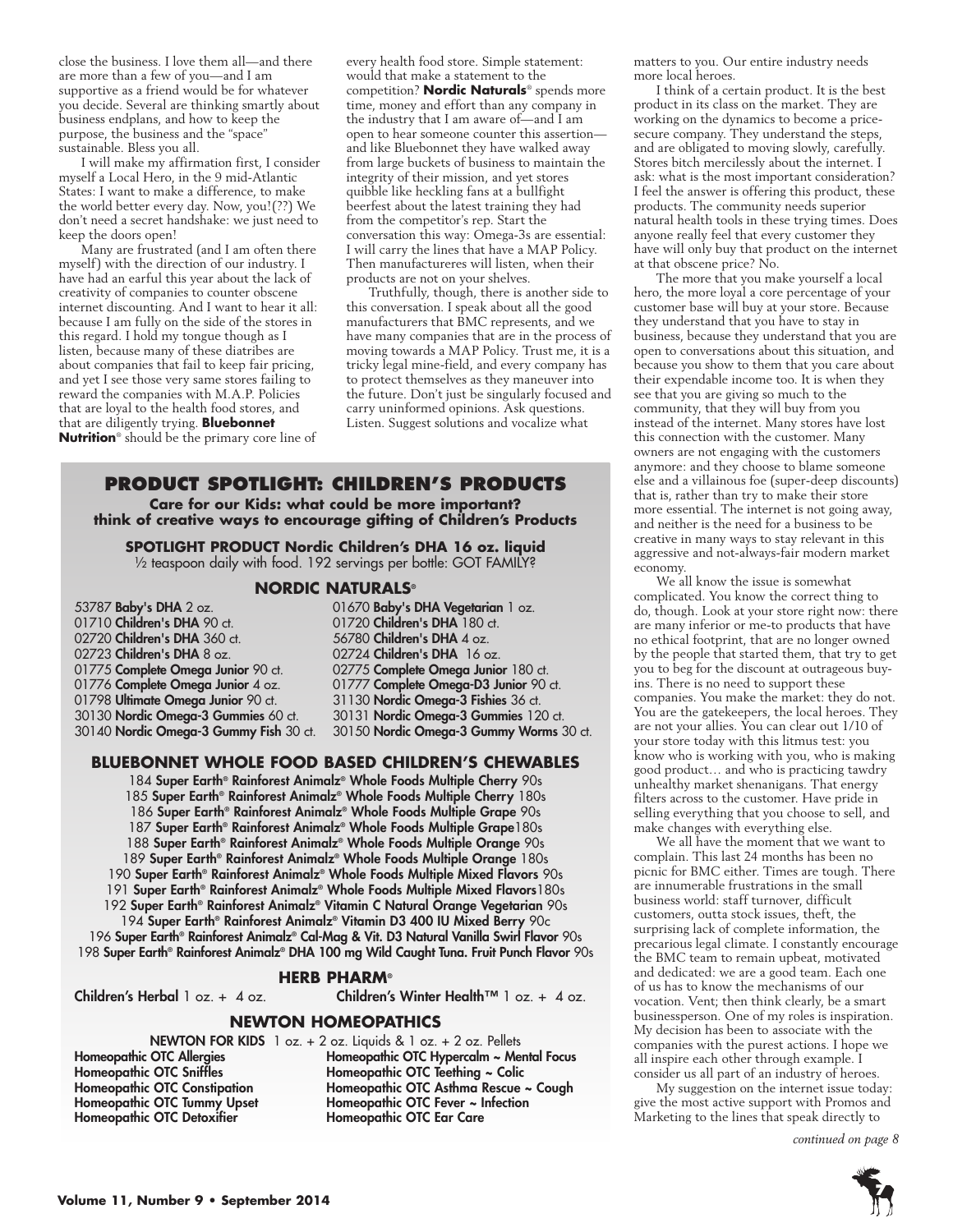close the business. I love them all—and there are more than a few of you—and I am supportive as a friend would be for whatever you decide. Several are thinking smartly about business endplans, and how to keep the purpose, the business and the "space" sustainable. Bless you all.

I will make my affirmation first, I consider myself a Local Hero, in the 9 mid-Atlantic States: I want to make a difference, to make the world better every day. Now, you!(??) We don't need a secret handshake: we just need to keep the doors open!

Many are frustrated (and I am often there myself) with the direction of our industry. I have had an earful this year about the lack of creativity of companies to counter obscene internet discounting. And I want to hear it all: because I am fully on the side of the stores in this regard. I hold my tongue though as I listen, because many of these diatribes are about companies that fail to keep fair pricing, and yet I see those very same stores failing to reward the companies with M.A.P. Policies that are loyal to the health food stores, and that are diligently trying. **Bluebonnet Nutrition**® should be the primary core line of every health food store. Simple statement: would that make a statement to the competition? **Nordic Naturals**® spends more time, money and effort than any company in the industry that I am aware of—and I am open to hear someone counter this assertion—and like Bluebonnet they have walked away from large buckets of business to maintain the integrity of their mission, and yet stores quibble like heckling fans at a bullfight beerfest about the latest training they had from the competitor's rep. Start the conversation this way: Omega-3s are essential: I will carry the lines that have a MAP Policy. Then manufactureres will listen, when their products are not on your shelves.

Truthfully, though, there is another side to this conversation. I speak about all the good manufacturers that BMC represents, and we have many companies that are in the process of moving towards a MAP Policy. Trust me, it is a tricky legal mine-field, and every company has to protect themselves as they maneuver into the future. Don't just be singularly focused and carry uninformed opinions. Ask questions. Listen. Suggest solutions and vocalize what matters to you. Our entire industry needs more local heroes.

I think of a certain product. It is the best product in its class on the market. They are working on the dynamics to become a price-secure company. They understand the steps, and are obligated to moving slowly, carefully. Stores bitch mercilessly about the internet. I ask: what is the most important consideration? I feel the answer is offering this product, these products. The community needs superior natural health tools in these trying times. Does anyone really feel that every customer they have will only buy that product on the internet at that obscene price? No.

The more that you make yourself a local hero, the more loyal a core percentage of your customer base will buy at your store. Because they understand that you have to stay in business, because they understand that you are open to conversations about this situation, and because you show to them that you care about their expendable income too. It is when they see that you are giving so much to the community, that they will buy from you instead of the internet. Many stores have lost this connection with the customer. Many owners are not engaging with the customers anymore: and they choose to blame someone else and a villainous foe (super-deep discounts) that is, rather than try to make their store more essential. The internet is not going away, and neither is the need for a business to be creative in many ways to stay relevant in this aggressive and not-always-fair modern market economy.

We all know the issue is somewhat complicated. You know the correct thing to do, though. Look at your store right now: there are many inferior or me-to products that have no ethical footprint, that are no longer owned by the people that started them, that try to get you to beg for the discount at outrageous buy-ins. There is no need to support these companies. You make the market: they do not. You are the gatekeepers, the local heroes. They are not your allies. You can clear out 1/10 of your store today with this litmus test: you know who is working with you, who is making good product… and who is practicing tawdry unhealthy market shenanigans. That energy filters across to the customer. Have pride in selling everything that you choose to sell, and make changes with everything else.

We all have the moment that we want to complain. This last 24 months has been no picnic for BMC either. Times are tough. There are innumerable frustrations in the small business world: staff turnover, difficult customers, outta stock issues, theft, the surprising lack of complete information, the precarious legal climate. I constantly encourage the BMC team to remain upbeat, motivated and dedicated: we are a good team. Each one of us has to know the mechanisms of our vocation. Vent; then think clearly, be a smart businessperson. One of my roles is inspiration. My decision has been to associate with the companies with the purest actions. I hope we all inspire each other through example. I consider us all part of an industry of heroes.

My suggestion on the internet issue today: give the most active support with Promos and Marketing to the lines that speak directly to

*continued on page 8*

## PRODUCT SPOTLIGHT: CHILDREN'S PRODUCTS

**Care for our Kids: what could be more important? think of creative ways to encourage gifting of Children's Products**

**SPOTLIGHT PRODUCT Nordic Children's DHA 16 oz. liquid**
½ teaspoon daily with food. 192 servings per bottle: GOT FAMILY?

### NORDIC NATURALS®

- 53787 **Baby's DHA** 2 oz.
- 01710 **Children's DHA** 90 ct.
- 02720 **Children's DHA** 360 ct.
- 02723 **Children's DHA** 8 oz.
- 01775 **Complete Omega Junior** 90 ct.
- 01776 **Complete Omega Junior** 4 oz.
- 01798 **Ultimate Omega Junior** 90 ct.
- 30130 **Nordic Omega-3 Gummies** 60 ct.
- 30140 **Nordic Omega-3 Gummy Fish** 30 ct.
- 01670 **Baby's DHA Vegetarian** 1 oz.
- 01720 **Children's DHA** 180 ct.
- 56780 **Children's DHA** 4 oz.
- 02724 **Children's DHA** 16 oz.
- 02775 **Complete Omega Junior** 180 ct.
- 01777 **Complete Omega-D3 Junior** 90 ct.
- 31130 **Nordic Omega-3 Fishies** 36 ct.
- 30131 **Nordic Omega-3 Gummies** 120 ct.
- 30150 **Nordic Omega-3 Gummy Worms** 30 ct.

### BLUEBONNET WHOLE FOOD BASED CHILDREN'S CHEWABLES

- 184 **Super Earth® Rainforest Animalz® Whole Foods Multiple Cherry** 90s
- 185 **Super Earth® Rainforest Animalz® Whole Foods Multiple Cherry** 180s
- 186 **Super Earth® Rainforest Animalz® Whole Foods Multiple Grape** 90s
- 187 **Super Earth® Rainforest Animalz® Whole Foods Multiple Grape**180s
- 188 **Super Earth® Rainforest Animalz® Whole Foods Multiple Orange** 90s
- 189 **Super Earth® Rainforest Animalz® Whole Foods Multiple Orange** 180s
- 190 **Super Earth® Rainforest Animalz® Whole Foods Multiple Mixed Flavors** 90s
- 191 **Super Earth® Rainforest Animalz® Whole Foods Multiple Mixed Flavors**180s
- 192 **Super Earth® Rainforest Animalz® Vitamin C Natural Orange Vegetarian** 90s
- 194 **Super Earth® Rainforest Animalz® Vitamin D3 400 IU Mixed Berry** 90c
- 196 **Super Earth® Rainforest Animalz® Cal-Mag & Vit. D3 Natural Vanilla Swirl Flavor** 90s
- 198 **Super Earth® Rainforest Animalz® DHA 100 mg Wild Caught Tuna. Fruit Punch Flavor** 90s

### HERB PHARM®

- **Children's Herbal** 1 oz. + 4 oz.
- **Children's Winter Health™** 1 oz. + 4 oz.

### NEWTON HOMEOPATHICS

**NEWTON FOR KIDS** 1 oz. + 2 oz. Liquids & 1 oz. + 2 oz. Pellets

- **Homeopathic OTC Allergies**
- **Homeopathic OTC Sniffles**
- **Homeopathic OTC Constipation**
- **Homeopathic OTC Tummy Upset**
- **Homeopathic OTC Detoxifier**
- **Homeopathic OTC Hypercalm ~ Mental Focus**
- **Homeopathic OTC Teething ~ Colic**
- **Homeopathic OTC Asthma Rescue ~ Cough**
- **Homeopathic OTC Fever ~ Infection**
- **Homeopathic OTC Ear Care**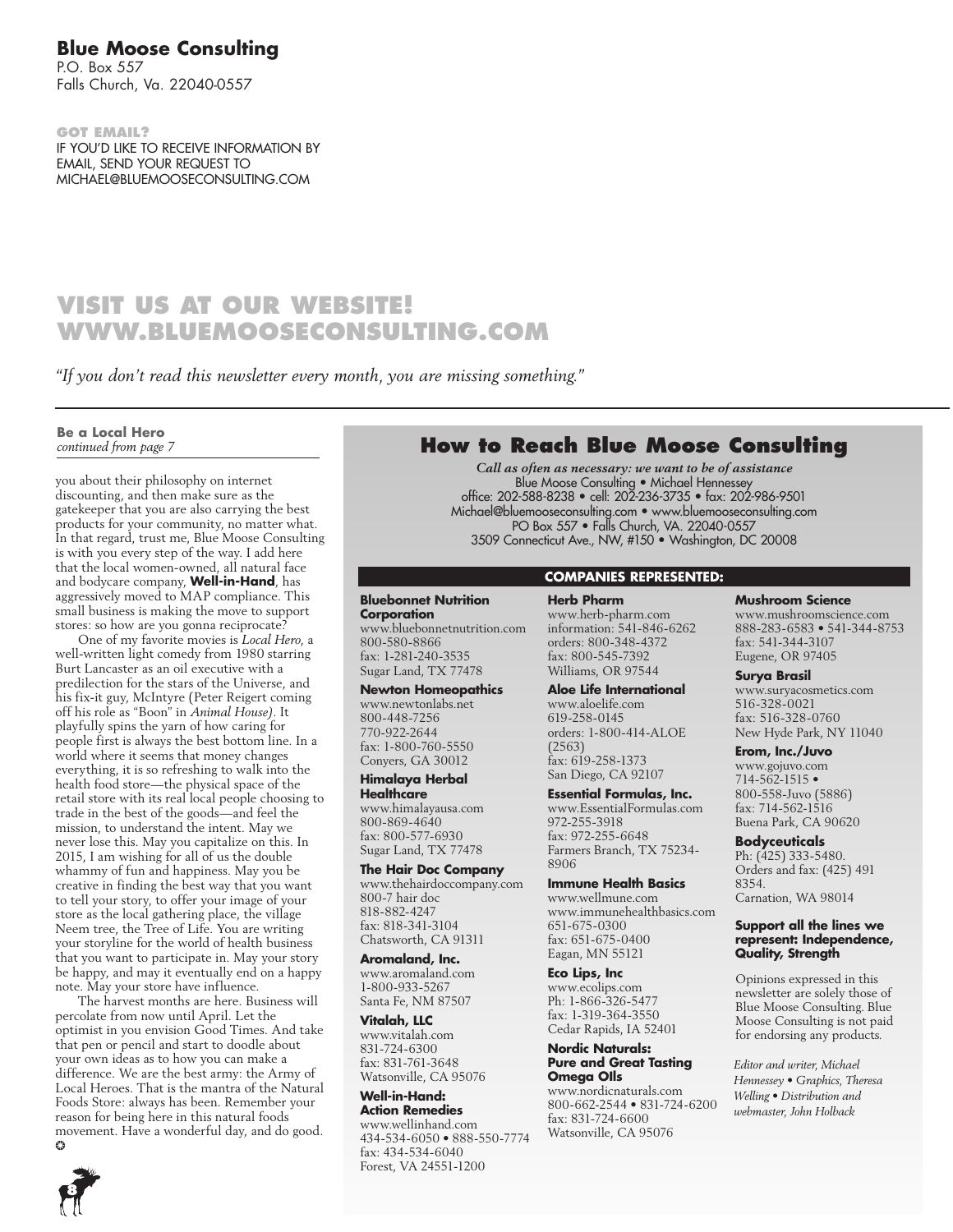## Blue Moose Consulting

P.O. Box 557
Falls Church, Va. 22040-0557

**GOT EMAIL?**
IF YOU'D LIKE TO RECEIVE INFORMATION BY EMAIL, SEND YOUR REQUEST TO MICHAEL@BLUEMOOSECONSULTING.COM

## VISIT US AT OUR WEBSITE! WWW.BLUEMOOSECONSULTING.COM

*"If you don't read this newsletter every month, you are missing something."*

**Be a Local Hero**
*continued from page 7*

you about their philosophy on internet discounting, and then make sure as the gatekeeper that you are also carrying the best products for your community, no matter what. In that regard, trust me, Blue Moose Consulting is with you every step of the way. I add here that the local women-owned, all natural face and bodycare company, **Well-in-Hand**, has aggressively moved to MAP compliance. This small business is making the move to support stores: so how are you gonna reciprocate?

One of my favorite movies is *Local Hero*, a well-written light comedy from 1980 starring Burt Lancaster as an oil executive with a predilection for the stars of the Universe, and his fix-it guy, McIntyre (Peter Reigert coming off his role as "Boon" in *Animal House)*. It playfully spins the yarn of how caring for people first is always the best bottom line. In a world where it seems that money changes everything, it is so refreshing to walk into the health food store—the physical space of the retail store with its real local people choosing to trade in the best of the goods—and feel the mission, to understand the intent. May we never lose this. May you capitalize on this. In 2015, I am wishing for all of us the double whammy of fun and happiness. May you be creative in finding the best way that you want to tell your story, to offer your image of your store as the local gathering place, the village Neem tree, the Tree of Life. You are writing your storyline for the world of health business that you want to participate in. May your story be happy, and may it eventually end on a happy note. May your store have influence.

The harvest months are here. Business will percolate from now until April. Let the optimist in you envision Good Times. And take that pen or pencil and start to doodle about your own ideas as to how you can make a difference. We are the best army: the Army of Local Heroes. That is the mantra of the Natural Foods Store: always has been. Remember your reason for being here in this natural foods movement. Have a wonderful day, and do good. ✪

## How to Reach Blue Moose Consulting

***Call as often as necessary: we want to be of assistance***
Blue Moose Consulting • Michael Hennessey
office: 202-588-8238 • cell: 202-236-3735 • fax: 202-986-9501
Michael@bluemooseconsulting.com • www.bluemooseconsulting.com
PO Box 557 • Falls Church, VA. 22040-0557
3509 Connecticut Ave., NW, #150 • Washington, DC 20008

### COMPANIES REPRESENTED:

**Bluebonnet Nutrition Corporation**
www.bluebonnetnutrition.com
800-580-8866
fax: 1-281-240-3535
Sugar Land, TX 77478

**Newton Homeopathics**
www.newtonlabs.net
800-448-7256
770-922-2644
fax: 1-800-760-5550
Conyers, GA 30012

**Himalaya Herbal Healthcare**
www.himalayausa.com
800-869-4640
fax: 800-577-6930
Sugar Land, TX 77478

**The Hair Doc Company**
www.thehairdoccompany.com
800-7 hair doc
818-882-4247
fax: 818-341-3104
Chatsworth, CA 91311

**Aromaland, Inc.**
www.aromaland.com
1-800-933-5267
Santa Fe, NM 87507

**Vitalah, LLC**
www.vitalah.com
831-724-6300
fax: 831-761-3648
Watsonville, CA 95076

**Well-in-Hand: Action Remedies**
www.wellinhand.com
434-534-6050 • 888-550-7774
fax: 434-534-6040
Forest, VA 24551-1200

**Herb Pharm**
www.herb-pharm.com
information: 541-846-6262
orders: 800-348-4372
fax: 800-545-7392
Williams, OR 97544

**Aloe Life International**
www.aloelife.com
619-258-0145
orders: 1-800-414-ALOE (2563)
fax: 619-258-1373
San Diego, CA 92107

**Essential Formulas, Inc.**
www.EssentialFormulas.com
972-255-3918
fax: 972-255-6648
Farmers Branch, TX 75234-8906

**Immune Health Basics**
www.wellmune.com
www.immunehealthbasics.com
651-675-0300
fax: 651-675-0400
Eagan, MN 55121

**Eco Lips, Inc**
www.ecolips.com
Ph: 1-866-326-5477
fax: 1-319-364-3550
Cedar Rapids, IA 52401

**Nordic Naturals: Pure and Great Tasting Omega Oils**
www.nordicnaturals.com
800-662-2544 • 831-724-6200
fax: 831-724-6600
Watsonville, CA 95076

**Mushroom Science**
www.mushroomscience.com
888-283-6583 • 541-344-8753
fax: 541-344-3107
Eugene, OR 97405

**Surya Brasil**
www.suryacosmetics.com
516-328-0021
fax: 516-328-0760
New Hyde Park, NY 11040

**Erom, Inc./Juvo**
www.gojuvo.com
714-562-1515 •
800-558-Juvo (5886)
fax: 714-562-1516
Buena Park, CA 90620

**Bodyceuticals**
Ph: (425) 333-5480.
Orders and fax: (425) 491 8354.
Carnation, WA 98014

**Support all the lines we represent: Independence, Quality, Strength**

Opinions expressed in this newsletter are solely those of Blue Moose Consulting. Blue Moose Consulting is not paid for endorsing any products.

*Editor and writer, Michael Hennessey • Graphics, Theresa Welling • Distribution and webmaster, John Holback*